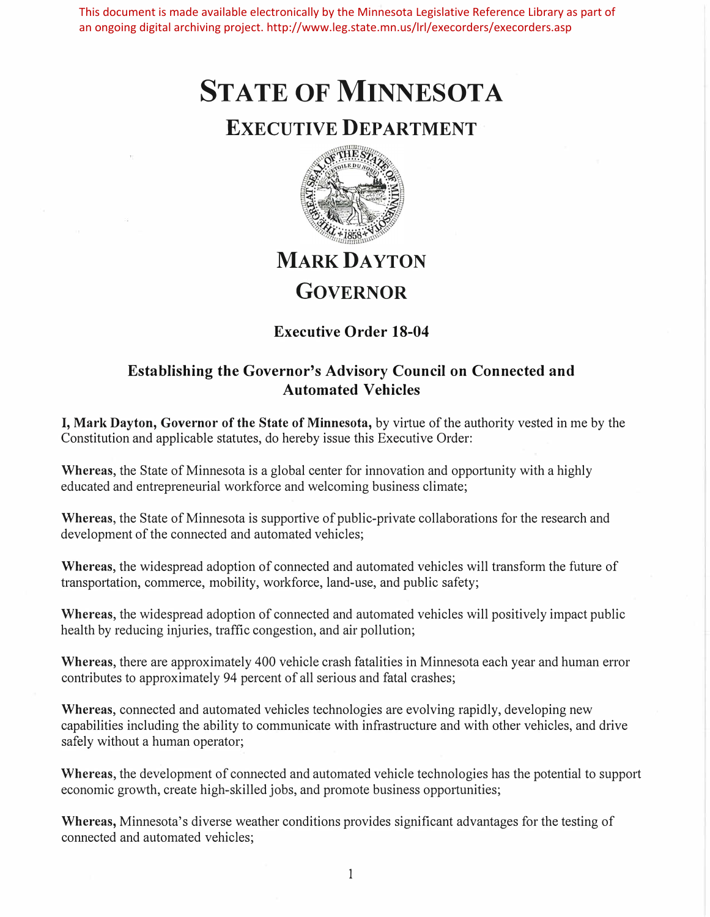This document is made available electronically by the Minnesota Legislative Reference Library as part of an ongoing digital archiving project. http://www.leg.state.mn.us/lrl/execorders/execorders.asp

# STATE OF MINNESOTA

## EXECUTIVE DEPARTMENT

## MARK DAYTON
## GOVERNOR

### Executive Order 18-04

### Establishing the Governor's Advisory Council on Connected and Automated Vehicles

**I, Mark Dayton, Governor of the State of Minnesota,** by virtue of the authority vested in me by the Constitution and applicable statutes, do hereby issue this Executive Order:

**Whereas**, the State of Minnesota is a global center for innovation and opportunity with a highly educated and entrepreneurial workforce and welcoming business climate;

**Whereas**, the State of Minnesota is supportive of public-private collaborations for the research and development of the connected and automated vehicles;

**Whereas**, the widespread adoption of connected and automated vehicles will transform the future of transportation, commerce, mobility, workforce, land-use, and public safety;

**Whereas**, the widespread adoption of connected and automated vehicles will positively impact public health by reducing injuries, traffic congestion, and air pollution;

**Whereas**, there are approximately 400 vehicle crash fatalities in Minnesota each year and human error contributes to approximately 94 percent of all serious and fatal crashes;

**Whereas**, connected and automated vehicles technologies are evolving rapidly, developing new capabilities including the ability to communicate with infrastructure and with other vehicles, and drive safely without a human operator;

**Whereas**, the development of connected and automated vehicle technologies has the potential to support economic growth, create high-skilled jobs, and promote business opportunities;

**Whereas,** Minnesota's diverse weather conditions provides significant advantages for the testing of connected and automated vehicles;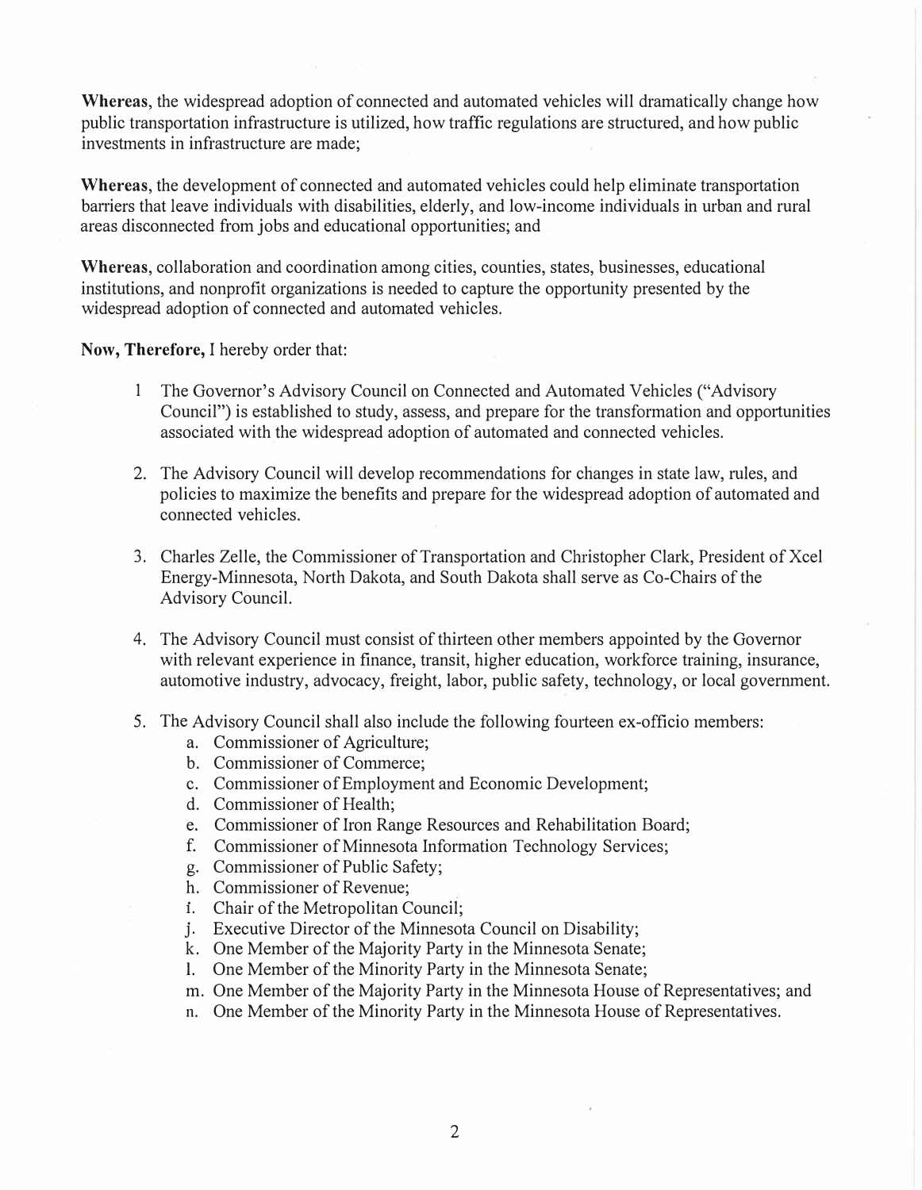**Whereas**, the widespread adoption of connected and automated vehicles will dramatically change how public transportation infrastructure is utilized, how traffic regulations are structured, and how public investments in infrastructure are made;

**Whereas**, the development of connected and automated vehicles could help eliminate transportation barriers that leave individuals with disabilities, elderly, and low-income individuals in urban and rural areas disconnected from jobs and educational opportunities; and

**Whereas**, collaboration and coordination among cities, counties, states, businesses, educational institutions, and nonprofit organizations is needed to capture the opportunity presented by the widespread adoption of connected and automated vehicles.

**Now, Therefore,** I hereby order that:

1. The Governor's Advisory Council on Connected and Automated Vehicles ("Advisory Council") is established to study, assess, and prepare for the transformation and opportunities associated with the widespread adoption of automated and connected vehicles.

2. The Advisory Council will develop recommendations for changes in state law, rules, and policies to maximize the benefits and prepare for the widespread adoption of automated and connected vehicles.

3. Charles Zelle, the Commissioner of Transportation and Christopher Clark, President of Xcel Energy-Minnesota, North Dakota, and South Dakota shall serve as Co-Chairs of the Advisory Council.

4. The Advisory Council must consist of thirteen other members appointed by the Governor with relevant experience in finance, transit, higher education, workforce training, insurance, automotive industry, advocacy, freight, labor, public safety, technology, or local government.

5. The Advisory Council shall also include the following fourteen ex-officio members:
   a. Commissioner of Agriculture;
   b. Commissioner of Commerce;
   c. Commissioner of Employment and Economic Development;
   d. Commissioner of Health;
   e. Commissioner of Iron Range Resources and Rehabilitation Board;
   f. Commissioner of Minnesota Information Technology Services;
   g. Commissioner of Public Safety;
   h. Commissioner of Revenue;
   i. Chair of the Metropolitan Council;
   j. Executive Director of the Minnesota Council on Disability;
   k. One Member of the Majority Party in the Minnesota Senate;
   l. One Member of the Minority Party in the Minnesota Senate;
   m. One Member of the Majority Party in the Minnesota House of Representatives; and
   n. One Member of the Minority Party in the Minnesota House of Representatives.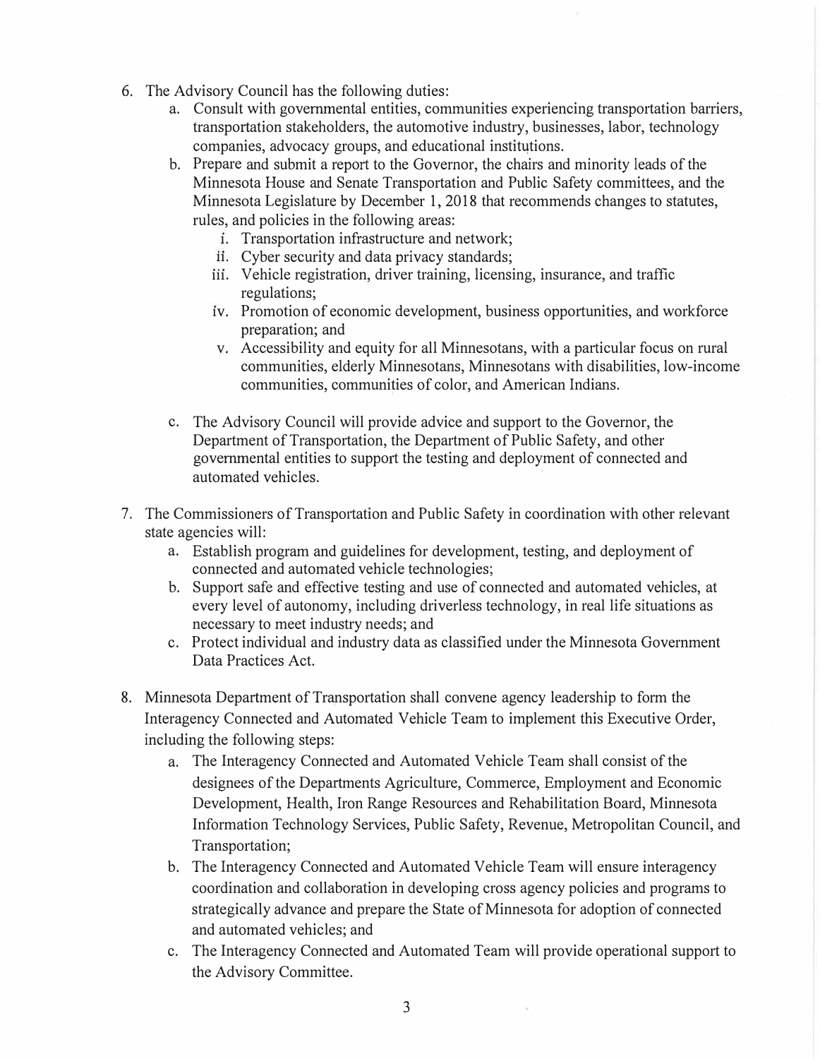6. The Advisory Council has the following duties:
   a. Consult with governmental entities, communities experiencing transportation barriers, transportation stakeholders, the automotive industry, businesses, labor, technology companies, advocacy groups, and educational institutions.
   b. Prepare and submit a report to the Governor, the chairs and minority leads of the Minnesota House and Senate Transportation and Public Safety committees, and the Minnesota Legislature by December 1, 2018 that recommends changes to statutes, rules, and policies in the following areas:
      i. Transportation infrastructure and network;
      ii. Cyber security and data privacy standards;
      iii. Vehicle registration, driver training, licensing, insurance, and traffic regulations;
      iv. Promotion of economic development, business opportunities, and workforce preparation; and
      v. Accessibility and equity for all Minnesotans, with a particular focus on rural communities, elderly Minnesotans, Minnesotans with disabilities, low-income communities, communities of color, and American Indians.

   c. The Advisory Council will provide advice and support to the Governor, the Department of Transportation, the Department of Public Safety, and other governmental entities to support the testing and deployment of connected and automated vehicles.

7. The Commissioners of Transportation and Public Safety in coordination with other relevant state agencies will:
   a. Establish program and guidelines for development, testing, and deployment of connected and automated vehicle technologies;
   b. Support safe and effective testing and use of connected and automated vehicles, at every level of autonomy, including driverless technology, in real life situations as necessary to meet industry needs; and
   c. Protect individual and industry data as classified under the Minnesota Government Data Practices Act.

8. Minnesota Department of Transportation shall convene agency leadership to form the Interagency Connected and Automated Vehicle Team to implement this Executive Order, including the following steps:
   a. The Interagency Connected and Automated Vehicle Team shall consist of the designees of the Departments Agriculture, Commerce, Employment and Economic Development, Health, Iron Range Resources and Rehabilitation Board, Minnesota Information Technology Services, Public Safety, Revenue, Metropolitan Council, and Transportation;
   b. The Interagency Connected and Automated Vehicle Team will ensure interagency coordination and collaboration in developing cross agency policies and programs to strategically advance and prepare the State of Minnesota for adoption of connected and automated vehicles; and
   c. The Interagency Connected and Automated Team will provide operational support to the Advisory Committee.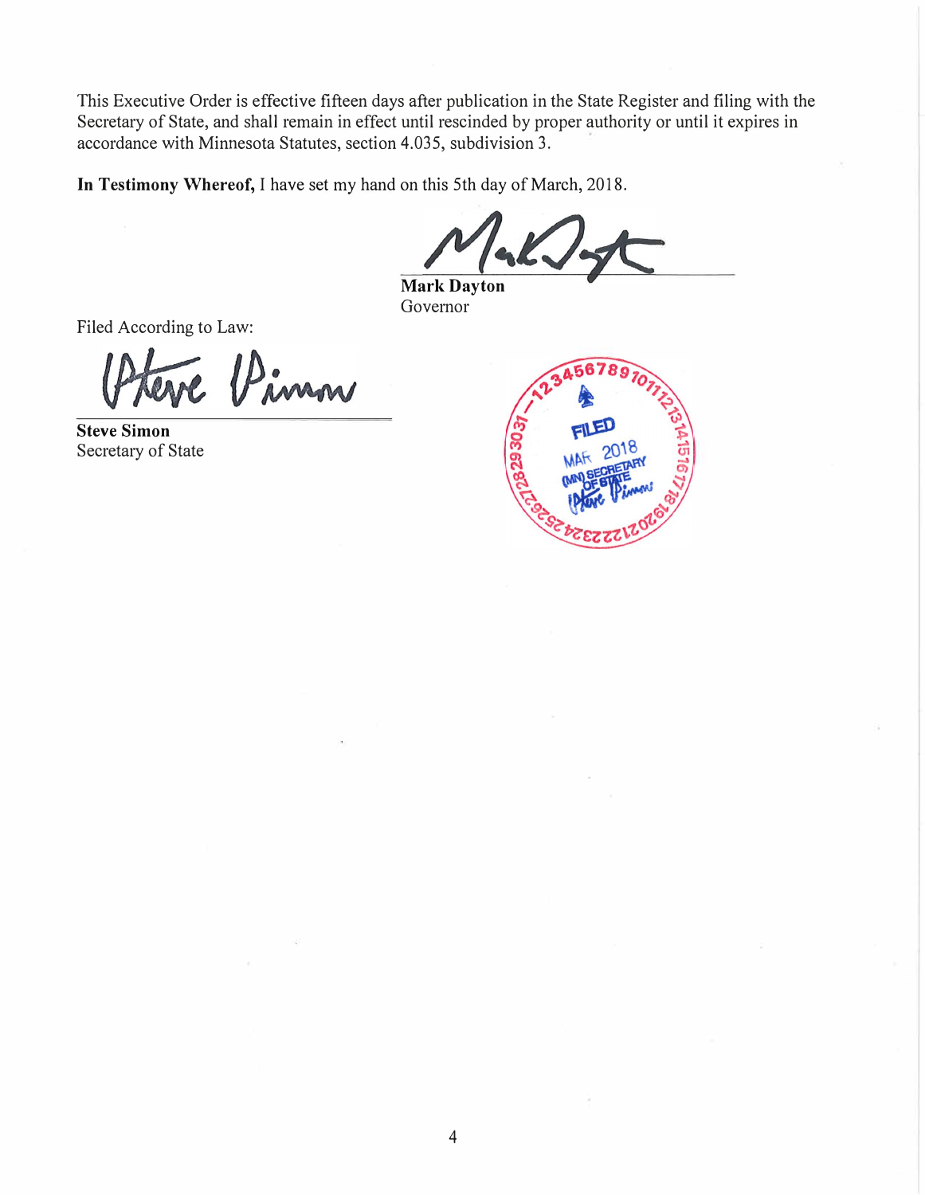This Executive Order is effective fifteen days after publication in the State Register and filing with the Secretary of State, and shall remain in effect until rescinded by proper authority or until it expires in accordance with Minnesota Statutes, section 4.035, subdivision 3.

**In Testimony Whereof,** I have set my hand on this 5th day of March, 2018.

**Mark Dayton**
Governor

Filed According to Law:

**Steve Simon**
Secretary of State

FILED
MAR 2018
(MN) SECRETARY OF STATE